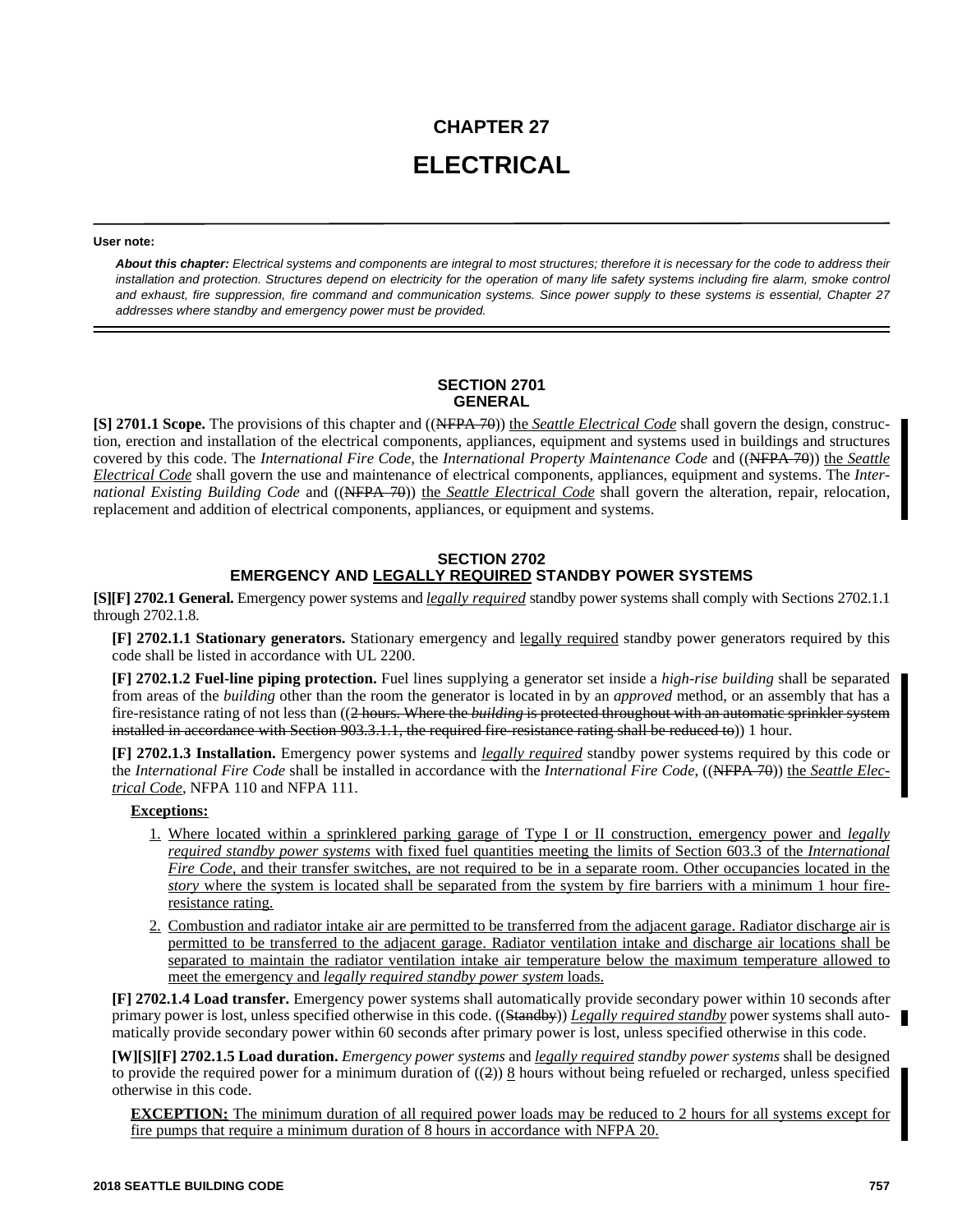# CHAPTER 27

# ELECTRICAL

**User note:**

***About this chapter:*** *Electrical systems and components are integral to most structures; therefore it is necessary for the code to address their installation and protection. Structures depend on electricity for the operation of many life safety systems including fire alarm, smoke control and exhaust, fire suppression, fire command and communication systems. Since power supply to these systems is essential, Chapter 27 addresses where standby and emergency power must be provided.*

## SECTION 2701
## GENERAL

**[S] 2701.1 Scope.** The provisions of this chapter and ((~~NFPA 70~~)) <u>the *Seattle Electrical Code*</u> shall govern the design, construction, erection and installation of the electrical components, appliances, equipment and systems used in buildings and structures covered by this code. The *International Fire Code,* the *International Property Maintenance Code* and ((~~NFPA 70~~)) <u>the *Seattle Electrical Code*</u> shall govern the use and maintenance of electrical components, appliances, equipment and systems. The *International Existing Building Code* and ((~~NFPA 70~~)) <u>the *Seattle Electrical Code*</u> shall govern the alteration, repair, relocation, replacement and addition of electrical components, appliances, or equipment and systems.

## SECTION 2702
## EMERGENCY AND <u>LEGALLY REQUIRED</u> STANDBY POWER SYSTEMS

**[S][F] 2702.1 General.** Emergency power systems and <u>*legally required*</u> standby power systems shall comply with Sections 2702.1.1 through 2702.1.8.

**[F] 2702.1.1 Stationary generators.** Stationary emergency and <u>legally required</u> standby power generators required by this code shall be listed in accordance with UL 2200.

**[F] 2702.1.2 Fuel-line piping protection.** Fuel lines supplying a generator set inside a *high-rise building* shall be separated from areas of the *building* other than the room the generator is located in by an *approved* method, or an assembly that has a fire-resistance rating of not less than ((~~2 hours. Where the *building* is protected throughout with an automatic sprinkler system installed in accordance with Section 903.3.1.1, the required fire-resistance rating shall be reduced to~~)) 1 hour.

**[F] 2702.1.3 Installation.** Emergency power systems and <u>*legally required*</u> standby power systems required by this code or the *International Fire Code* shall be installed in accordance with the *International Fire Code,* ((~~NFPA 70~~)) <u>the *Seattle Electrical Code*</u>, NFPA 110 and NFPA 111.

<u>**Exceptions:**</u>

1. <u>Where located within a sprinklered parking garage of Type I or II construction, emergency power and *legally required standby power systems* with fixed fuel quantities meeting the limits of Section 603.3 of the *International Fire Code*, and their transfer switches, are not required to be in a separate room. Other occupancies located in the *story* where the system is located shall be separated from the system by fire barriers with a minimum 1 hour fire-resistance rating.</u>
2. <u>Combustion and radiator intake air are permitted to be transferred from the adjacent garage. Radiator discharge air is permitted to be transferred to the adjacent garage. Radiator ventilation intake and discharge air locations shall be separated to maintain the radiator ventilation intake air temperature below the maximum temperature allowed to meet the emergency and *legally required standby power system* loads.</u>

**[F] 2702.1.4 Load transfer.** Emergency power systems shall automatically provide secondary power within 10 seconds after primary power is lost, unless specified otherwise in this code. ((~~Standby~~)) <u>*Legally required standby*</u> power systems shall automatically provide secondary power within 60 seconds after primary power is lost, unless specified otherwise in this code.

**[W][S][F] 2702.1.5 Load duration.** *Emergency power systems* and <u>*legally required*</u> *standby power systems* shall be designed to provide the required power for a minimum duration of ((~~2~~)) <u>8</u> hours without being refueled or recharged, unless specified otherwise in this code.

<u>**EXCEPTION:** The minimum duration of all required power loads may be reduced to 2 hours for all systems except for fire pumps that require a minimum duration of 8 hours in accordance with NFPA 20.</u>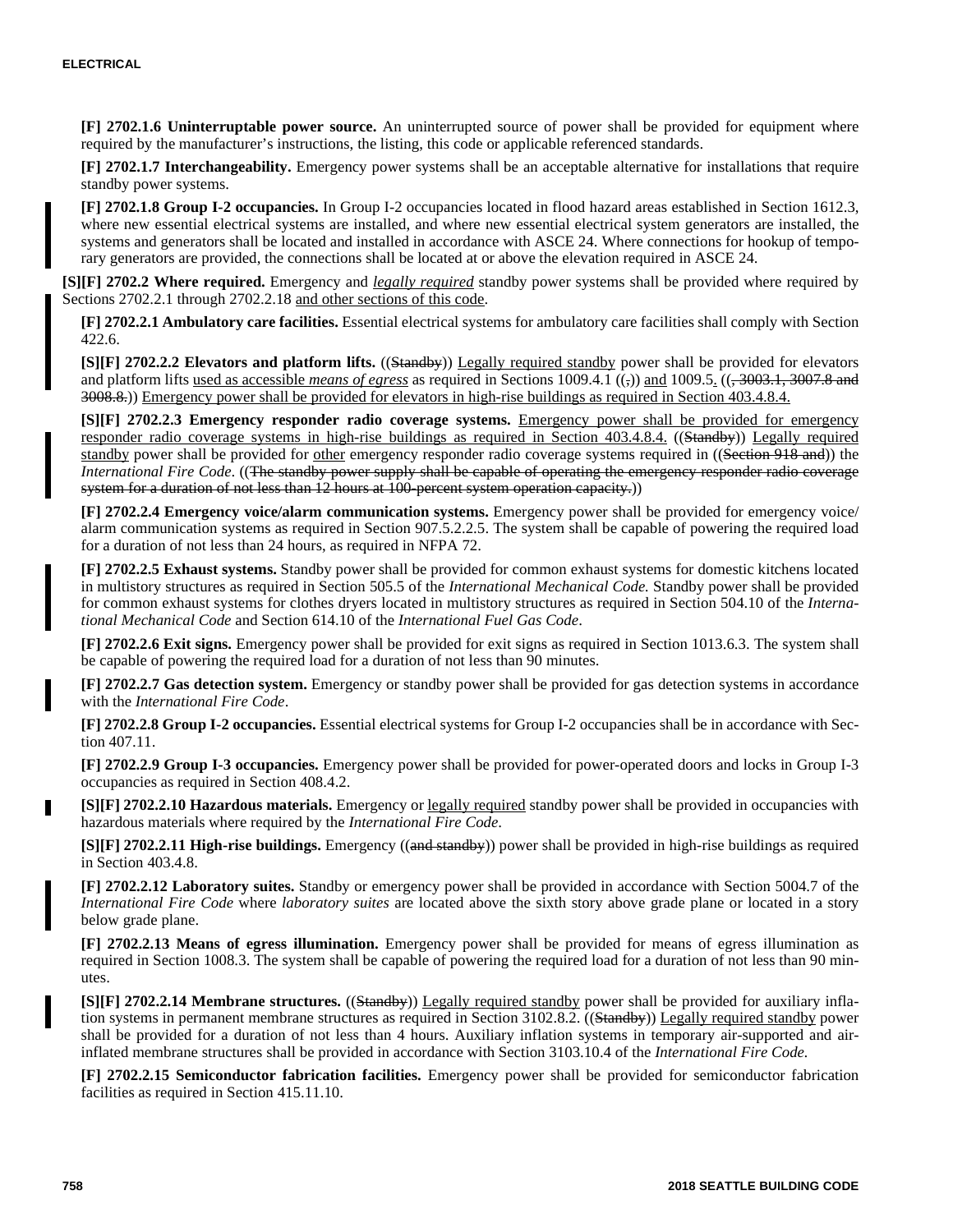**[F] 2702.1.6 Uninterruptable power source.** An uninterrupted source of power shall be provided for equipment where required by the manufacturer's instructions, the listing, this code or applicable referenced standards.

**[F] 2702.1.7 Interchangeability.** Emergency power systems shall be an acceptable alternative for installations that require standby power systems.

**[F] 2702.1.8 Group I-2 occupancies.** In Group I-2 occupancies located in flood hazard areas established in Section 1612.3, where new essential electrical systems are installed, and where new essential electrical system generators are installed, the systems and generators shall be located and installed in accordance with ASCE 24. Where connections for hookup of temporary generators are provided, the connections shall be located at or above the elevation required in ASCE 24.

**[S][F] 2702.2 Where required.** Emergency and *legally required* standby power systems shall be provided where required by Sections 2702.2.1 through 2702.2.18 and other sections of this code.

**[F] 2702.2.1 Ambulatory care facilities.** Essential electrical systems for ambulatory care facilities shall comply with Section 422.6.

**[S][F] 2702.2.2 Elevators and platform lifts.** ((~~Standby~~)) Legally required standby power shall be provided for elevators and platform lifts used as accessible *means of egress* as required in Sections 1009.4.1 ((~~,~~)) and 1009.5. ((~~, 3003.1, 3007.8 and 3008.8.~~)) Emergency power shall be provided for elevators in high-rise buildings as required in Section 403.4.8.4.

**[S][F] 2702.2.3 Emergency responder radio coverage systems.** Emergency power shall be provided for emergency responder radio coverage systems in high-rise buildings as required in Section 403.4.8.4. ((~~Standby~~)) Legally required standby power shall be provided for other emergency responder radio coverage systems required in ((~~Section 918 and~~)) the *International Fire Code*. ((~~The standby power supply shall be capable of operating the emergency responder radio coverage system for a duration of not less than 12 hours at 100-percent system operation capacity.~~))

**[F] 2702.2.4 Emergency voice/alarm communication systems.** Emergency power shall be provided for emergency voice/alarm communication systems as required in Section 907.5.2.2.5. The system shall be capable of powering the required load for a duration of not less than 24 hours, as required in NFPA 72.

**[F] 2702.2.5 Exhaust systems.** Standby power shall be provided for common exhaust systems for domestic kitchens located in multistory structures as required in Section 505.5 of the *International Mechanical Code.* Standby power shall be provided for common exhaust systems for clothes dryers located in multistory structures as required in Section 504.10 of the *International Mechanical Code* and Section 614.10 of the *International Fuel Gas Code*.

**[F] 2702.2.6 Exit signs.** Emergency power shall be provided for exit signs as required in Section 1013.6.3. The system shall be capable of powering the required load for a duration of not less than 90 minutes.

**[F] 2702.2.7 Gas detection system.** Emergency or standby power shall be provided for gas detection systems in accordance with the *International Fire Code*.

**[F] 2702.2.8 Group I-2 occupancies.** Essential electrical systems for Group I-2 occupancies shall be in accordance with Section 407.11.

**[F] 2702.2.9 Group I-3 occupancies.** Emergency power shall be provided for power-operated doors and locks in Group I-3 occupancies as required in Section 408.4.2.

**[S][F] 2702.2.10 Hazardous materials.** Emergency or legally required standby power shall be provided in occupancies with hazardous materials where required by the *International Fire Code.*

**[S][F] 2702.2.11 High-rise buildings.** Emergency ((~~and standby~~)) power shall be provided in high-rise buildings as required in Section 403.4.8.

**[F] 2702.2.12 Laboratory suites.** Standby or emergency power shall be provided in accordance with Section 5004.7 of the *International Fire Code* where *laboratory suites* are located above the sixth story above grade plane or located in a story below grade plane.

**[F] 2702.2.13 Means of egress illumination.** Emergency power shall be provided for means of egress illumination as required in Section 1008.3. The system shall be capable of powering the required load for a duration of not less than 90 minutes.

**[S][F] 2702.2.14 Membrane structures.** ((~~Standby~~)) Legally required standby power shall be provided for auxiliary inflation systems in permanent membrane structures as required in Section 3102.8.2. ((~~Standby~~)) Legally required standby power shall be provided for a duration of not less than 4 hours. Auxiliary inflation systems in temporary air-supported and air-inflated membrane structures shall be provided in accordance with Section 3103.10.4 of the *International Fire Code.*

**[F] 2702.2.15 Semiconductor fabrication facilities.** Emergency power shall be provided for semiconductor fabrication facilities as required in Section 415.11.10.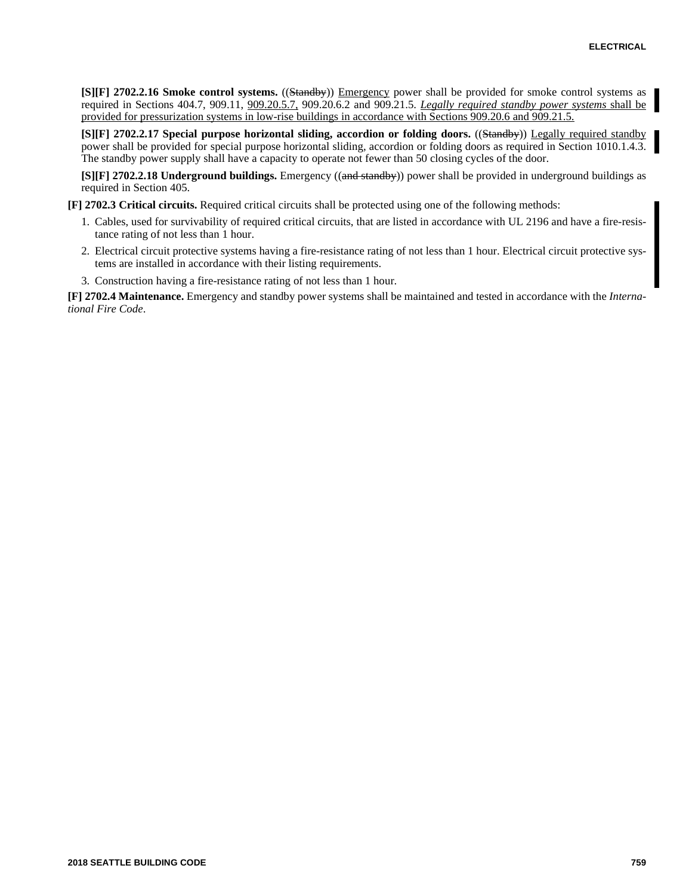**[S][F] 2702.2.16 Smoke control systems.** ((~~Standby~~)) <u>Emergency</u> power shall be provided for smoke control systems as required in Sections 404.7, 909.11, <u>909.20.5.7,</u> 909.20.6.2 and 909.21.5. <u>*Legally required standby power systems* shall be provided for pressurization systems in low-rise buildings in accordance with Sections 909.20.6 and 909.21.5.</u>

**[S][F] 2702.2.17 Special purpose horizontal sliding, accordion or folding doors.** ((~~Standby~~)) <u>Legally required standby</u> power shall be provided for special purpose horizontal sliding, accordion or folding doors as required in Section 1010.1.4.3. The standby power supply shall have a capacity to operate not fewer than 50 closing cycles of the door.

**[S][F] 2702.2.18 Underground buildings.** Emergency ((~~and standby~~)) power shall be provided in underground buildings as required in Section 405.

**[F] 2702.3 Critical circuits.** Required critical circuits shall be protected using one of the following methods:

1. Cables, used for survivability of required critical circuits, that are listed in accordance with UL 2196 and have a fire-resistance rating of not less than 1 hour.
2. Electrical circuit protective systems having a fire-resistance rating of not less than 1 hour. Electrical circuit protective systems are installed in accordance with their listing requirements.
3. Construction having a fire-resistance rating of not less than 1 hour.

**[F] 2702.4 Maintenance.** Emergency and standby power systems shall be maintained and tested in accordance with the *International Fire Code*.